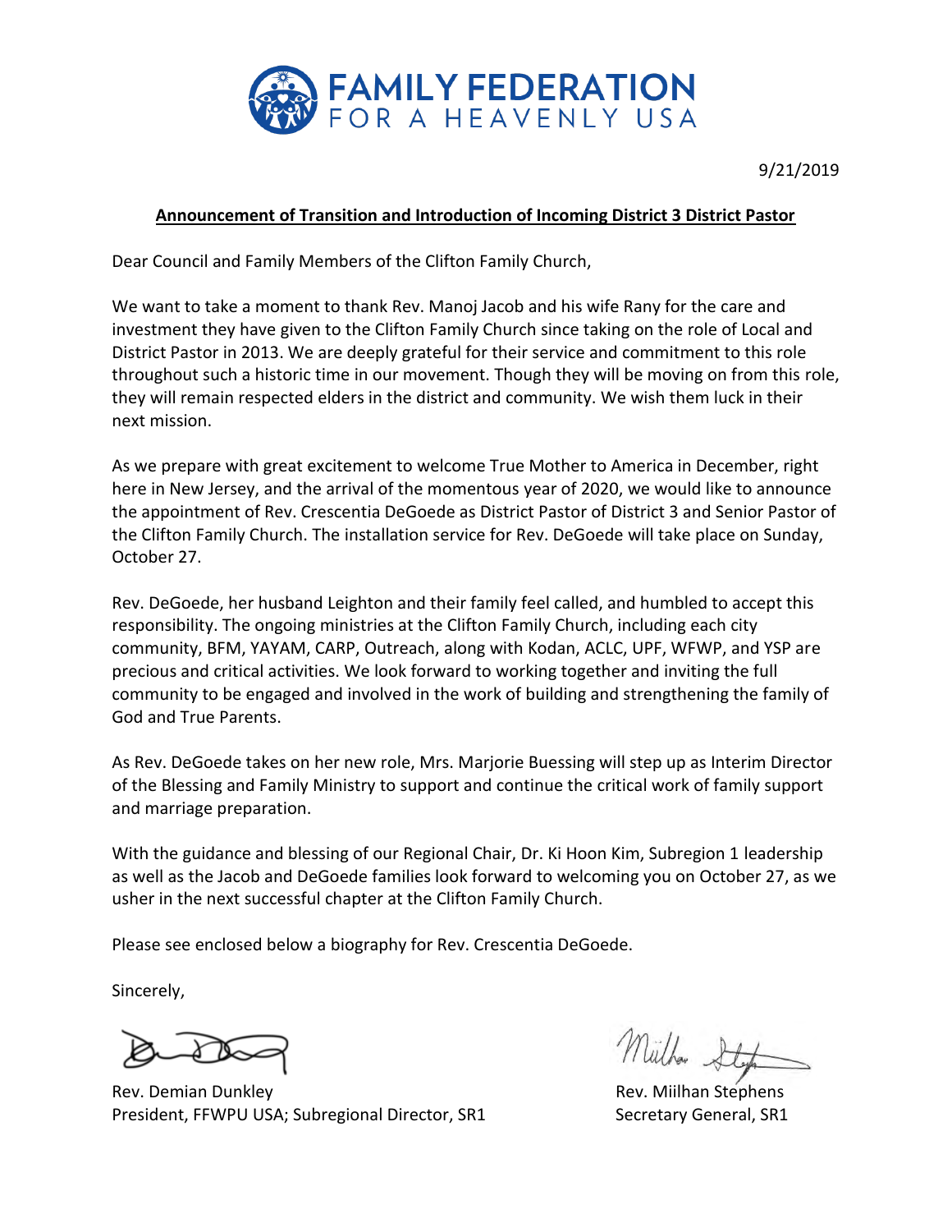FAMILY FEDERATION FOR A HEAVENLY USA

9/21/2019

**Announcement of Transition and Introduction of Incoming District 3 District Pastor**

Dear Council and Family Members of the Clifton Family Church,

We want to take a moment to thank Rev. Manoj Jacob and his wife Rany for the care and investment they have given to the Clifton Family Church since taking on the role of Local and District Pastor in 2013. We are deeply grateful for their service and commitment to this role throughout such a historic time in our movement. Though they will be moving on from this role, they will remain respected elders in the district and community. We wish them luck in their next mission.

As we prepare with great excitement to welcome True Mother to America in December, right here in New Jersey, and the arrival of the momentous year of 2020, we would like to announce the appointment of Rev. Crescentia DeGoede as District Pastor of District 3 and Senior Pastor of the Clifton Family Church. The installation service for Rev. DeGoede will take place on Sunday, October 27.

Rev. DeGoede, her husband Leighton and their family feel called, and humbled to accept this responsibility. The ongoing ministries at the Clifton Family Church, including each city community, BFM, YAYAM, CARP, Outreach, along with Kodan, ACLC, UPF, WFWP, and YSP are precious and critical activities. We look forward to working together and inviting the full community to be engaged and involved in the work of building and strengthening the family of God and True Parents.

As Rev. DeGoede takes on her new role, Mrs. Marjorie Buessing will step up as Interim Director of the Blessing and Family Ministry to support and continue the critical work of family support and marriage preparation.

With the guidance and blessing of our Regional Chair, Dr. Ki Hoon Kim, Subregion 1 leadership as well as the Jacob and DeGoede families look forward to welcoming you on October 27, as we usher in the next successful chapter at the Clifton Family Church.

Please see enclosed below a biography for Rev. Crescentia DeGoede.

Sincerely,

Rev. Demian Dunkley
President, FFWPU USA; Subregional Director, SR1

Rev. Miilhan Stephens
Secretary General, SR1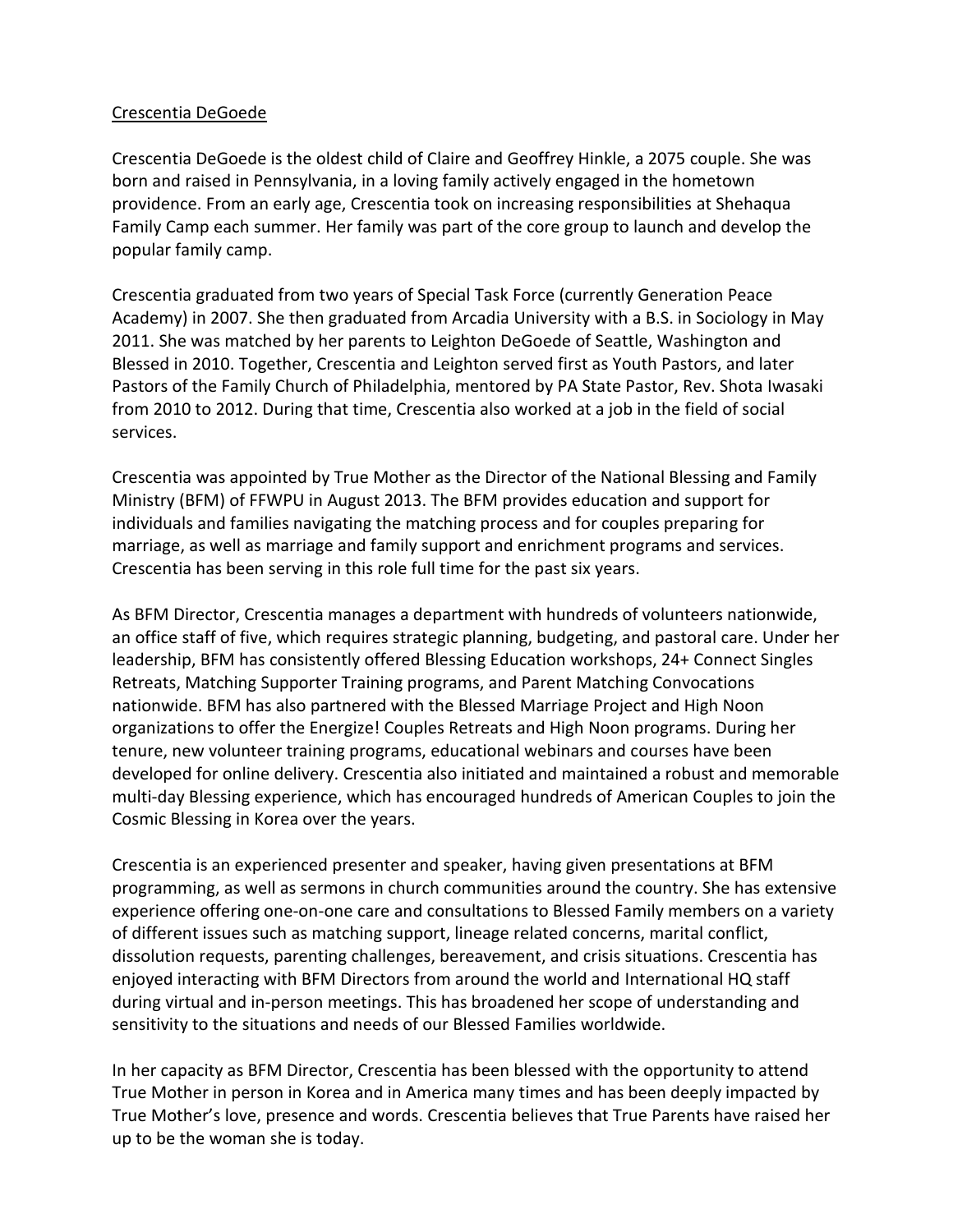Crescentia DeGoede

Crescentia DeGoede is the oldest child of Claire and Geoffrey Hinkle, a 2075 couple. She was born and raised in Pennsylvania, in a loving family actively engaged in the hometown providence. From an early age, Crescentia took on increasing responsibilities at Shehaqua Family Camp each summer. Her family was part of the core group to launch and develop the popular family camp.

Crescentia graduated from two years of Special Task Force (currently Generation Peace Academy) in 2007. She then graduated from Arcadia University with a B.S. in Sociology in May 2011. She was matched by her parents to Leighton DeGoede of Seattle, Washington and Blessed in 2010. Together, Crescentia and Leighton served first as Youth Pastors, and later Pastors of the Family Church of Philadelphia, mentored by PA State Pastor, Rev. Shota Iwasaki from 2010 to 2012. During that time, Crescentia also worked at a job in the field of social services.

Crescentia was appointed by True Mother as the Director of the National Blessing and Family Ministry (BFM) of FFWPU in August 2013. The BFM provides education and support for individuals and families navigating the matching process and for couples preparing for marriage, as well as marriage and family support and enrichment programs and services. Crescentia has been serving in this role full time for the past six years.

As BFM Director, Crescentia manages a department with hundreds of volunteers nationwide, an office staff of five, which requires strategic planning, budgeting, and pastoral care. Under her leadership, BFM has consistently offered Blessing Education workshops, 24+ Connect Singles Retreats, Matching Supporter Training programs, and Parent Matching Convocations nationwide. BFM has also partnered with the Blessed Marriage Project and High Noon organizations to offer the Energize! Couples Retreats and High Noon programs. During her tenure, new volunteer training programs, educational webinars and courses have been developed for online delivery. Crescentia also initiated and maintained a robust and memorable multi-day Blessing experience, which has encouraged hundreds of American Couples to join the Cosmic Blessing in Korea over the years.

Crescentia is an experienced presenter and speaker, having given presentations at BFM programming, as well as sermons in church communities around the country. She has extensive experience offering one-on-one care and consultations to Blessed Family members on a variety of different issues such as matching support, lineage related concerns, marital conflict, dissolution requests, parenting challenges, bereavement, and crisis situations. Crescentia has enjoyed interacting with BFM Directors from around the world and International HQ staff during virtual and in-person meetings. This has broadened her scope of understanding and sensitivity to the situations and needs of our Blessed Families worldwide.

In her capacity as BFM Director, Crescentia has been blessed with the opportunity to attend True Mother in person in Korea and in America many times and has been deeply impacted by True Mother's love, presence and words. Crescentia believes that True Parents have raised her up to be the woman she is today.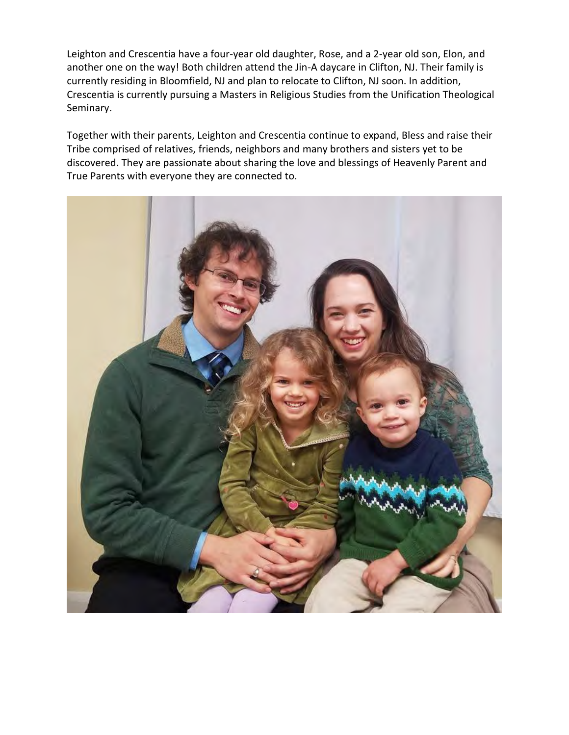Leighton and Crescentia have a four-year old daughter, Rose, and a 2-year old son, Elon, and another one on the way! Both children attend the Jin-A daycare in Clifton, NJ. Their family is currently residing in Bloomfield, NJ and plan to relocate to Clifton, NJ soon. In addition, Crescentia is currently pursuing a Masters in Religious Studies from the Unification Theological Seminary.

Together with their parents, Leighton and Crescentia continue to expand, Bless and raise their Tribe comprised of relatives, friends, neighbors and many brothers and sisters yet to be discovered. They are passionate about sharing the love and blessings of Heavenly Parent and True Parents with everyone they are connected to.